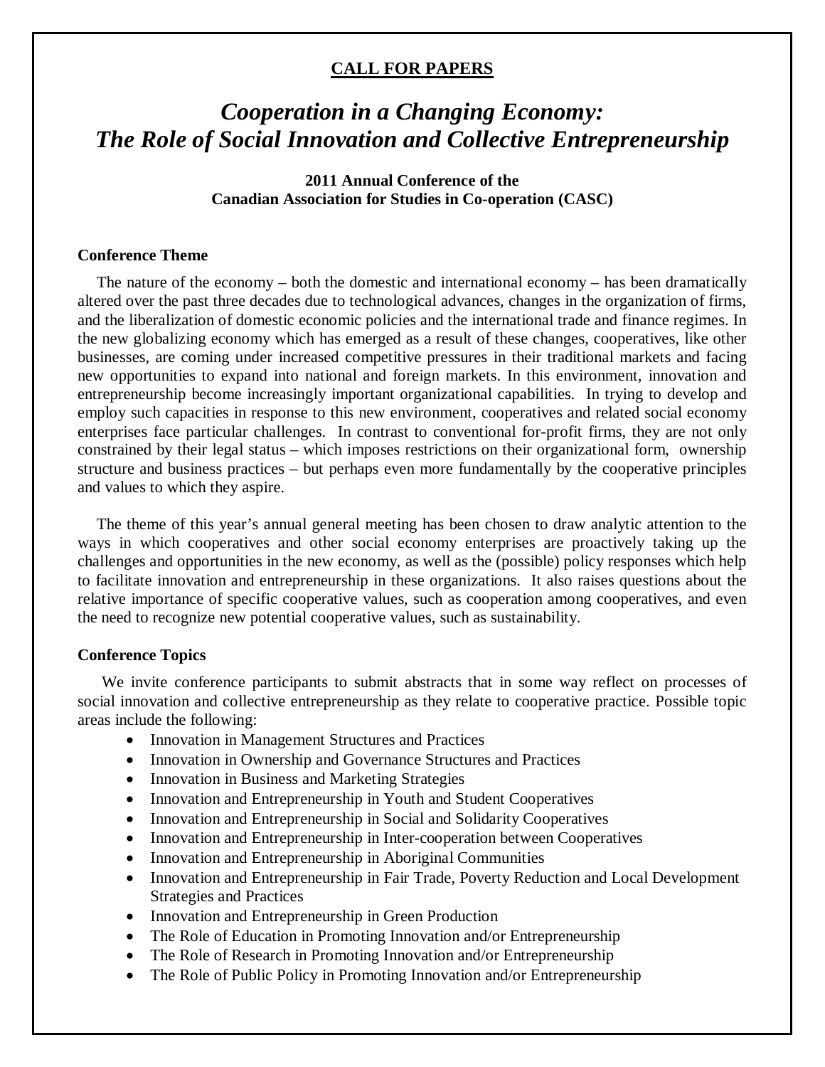**CALL FOR PAPERS**

# *Cooperation in a Changing Economy: The Role of Social Innovation and Collective Entrepreneurship*

**2011 Annual Conference of the Canadian Association for Studies in Co-operation (CASC)**

### Conference Theme

The nature of the economy – both the domestic and international economy – has been dramatically altered over the past three decades due to technological advances, changes in the organization of firms, and the liberalization of domestic economic policies and the international trade and finance regimes. In the new globalizing economy which has emerged as a result of these changes, cooperatives, like other businesses, are coming under increased competitive pressures in their traditional markets and facing new opportunities to expand into national and foreign markets. In this environment, innovation and entrepreneurship become increasingly important organizational capabilities. In trying to develop and employ such capacities in response to this new environment, cooperatives and related social economy enterprises face particular challenges. In contrast to conventional for-profit firms, they are not only constrained by their legal status – which imposes restrictions on their organizational form, ownership structure and business practices – but perhaps even more fundamentally by the cooperative principles and values to which they aspire.

The theme of this year's annual general meeting has been chosen to draw analytic attention to the ways in which cooperatives and other social economy enterprises are proactively taking up the challenges and opportunities in the new economy, as well as the (possible) policy responses which help to facilitate innovation and entrepreneurship in these organizations. It also raises questions about the relative importance of specific cooperative values, such as cooperation among cooperatives, and even the need to recognize new potential cooperative values, such as sustainability.

### Conference Topics

We invite conference participants to submit abstracts that in some way reflect on processes of social innovation and collective entrepreneurship as they relate to cooperative practice. Possible topic areas include the following:

- Innovation in Management Structures and Practices
- Innovation in Ownership and Governance Structures and Practices
- Innovation in Business and Marketing Strategies
- Innovation and Entrepreneurship in Youth and Student Cooperatives
- Innovation and Entrepreneurship in Social and Solidarity Cooperatives
- Innovation and Entrepreneurship in Inter-cooperation between Cooperatives
- Innovation and Entrepreneurship in Aboriginal Communities
- Innovation and Entrepreneurship in Fair Trade, Poverty Reduction and Local Development Strategies and Practices
- Innovation and Entrepreneurship in Green Production
- The Role of Education in Promoting Innovation and/or Entrepreneurship
- The Role of Research in Promoting Innovation and/or Entrepreneurship
- The Role of Public Policy in Promoting Innovation and/or Entrepreneurship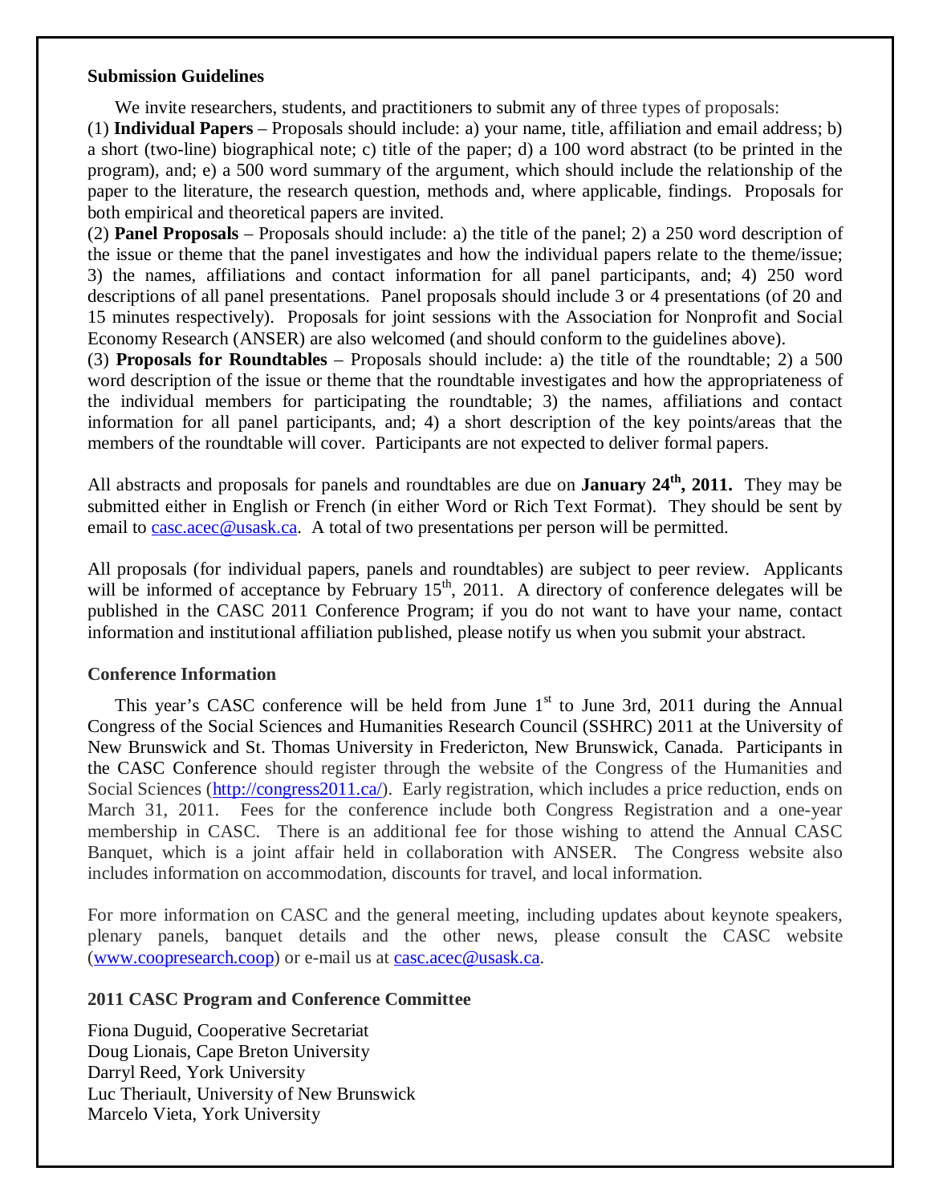**Submission Guidelines**

We invite researchers, students, and practitioners to submit any of three types of proposals:

(1) **Individual Papers** – Proposals should include: a) your name, title, affiliation and email address; b) a short (two-line) biographical note; c) title of the paper; d) a 100 word abstract (to be printed in the program), and; e) a 500 word summary of the argument, which should include the relationship of the paper to the literature, the research question, methods and, where applicable, findings. Proposals for both empirical and theoretical papers are invited.

(2) **Panel Proposals** – Proposals should include: a) the title of the panel; 2) a 250 word description of the issue or theme that the panel investigates and how the individual papers relate to the theme/issue; 3) the names, affiliations and contact information for all panel participants, and; 4) 250 word descriptions of all panel presentations. Panel proposals should include 3 or 4 presentations (of 20 and 15 minutes respectively). Proposals for joint sessions with the Association for Nonprofit and Social Economy Research (ANSER) are also welcomed (and should conform to the guidelines above).

(3) **Proposals for Roundtables** – Proposals should include: a) the title of the roundtable; 2) a 500 word description of the issue or theme that the roundtable investigates and how the appropriateness of the individual members for participating the roundtable; 3) the names, affiliations and contact information for all panel participants, and; 4) a short description of the key points/areas that the members of the roundtable will cover. Participants are not expected to deliver formal papers.

All abstracts and proposals for panels and roundtables are due on **January 24th, 2011.** They may be submitted either in English or French (in either Word or Rich Text Format). They should be sent by email to casc.acec@usask.ca. A total of two presentations per person will be permitted.

All proposals (for individual papers, panels and roundtables) are subject to peer review. Applicants will be informed of acceptance by February 15th, 2011. A directory of conference delegates will be published in the CASC 2011 Conference Program; if you do not want to have your name, contact information and institutional affiliation published, please notify us when you submit your abstract.

**Conference Information**

This year's CASC conference will be held from June 1st to June 3rd, 2011 during the Annual Congress of the Social Sciences and Humanities Research Council (SSHRC) 2011 at the University of New Brunswick and St. Thomas University in Fredericton, New Brunswick, Canada. Participants in the CASC Conference should register through the website of the Congress of the Humanities and Social Sciences (http://congress2011.ca/). Early registration, which includes a price reduction, ends on March 31, 2011. Fees for the conference include both Congress Registration and a one-year membership in CASC. There is an additional fee for those wishing to attend the Annual CASC Banquet, which is a joint affair held in collaboration with ANSER. The Congress website also includes information on accommodation, discounts for travel, and local information.

For more information on CASC and the general meeting, including updates about keynote speakers, plenary panels, banquet details and the other news, please consult the CASC website (www.coopresearch.coop) or e-mail us at casc.acec@usask.ca.

**2011 CASC Program and Conference Committee**

Fiona Duguid, Cooperative Secretariat
Doug Lionais, Cape Breton University
Darryl Reed, York University
Luc Theriault, University of New Brunswick
Marcelo Vieta, York University